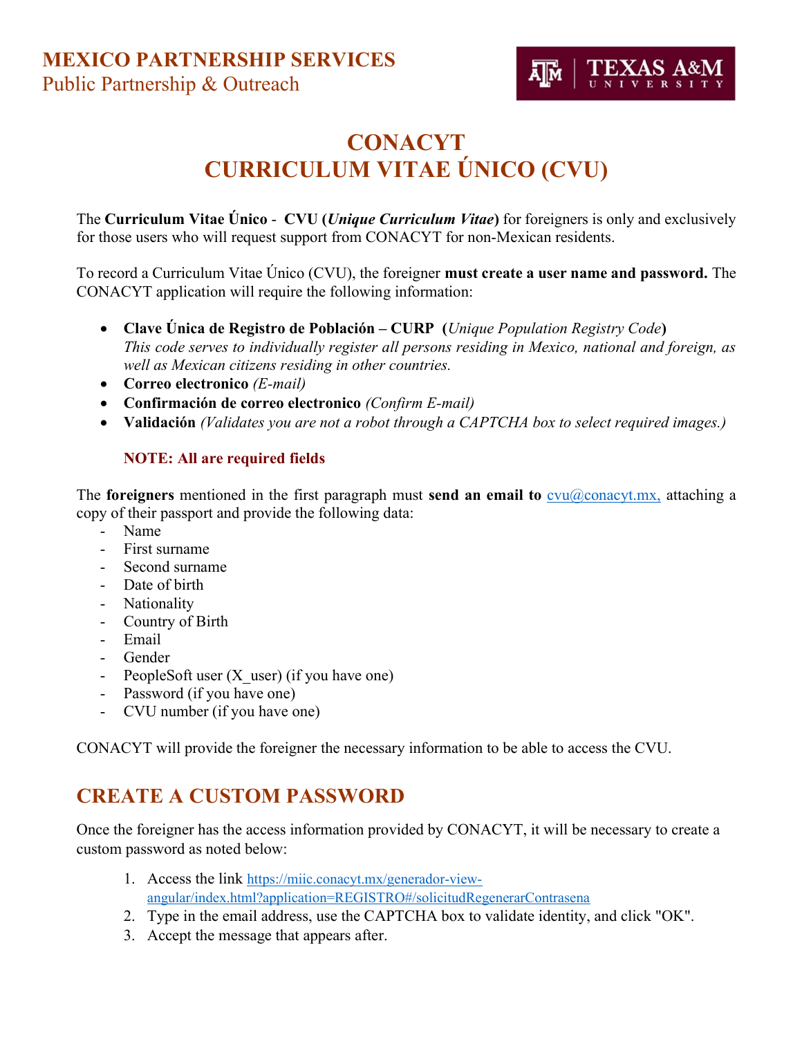**MEXICO PARTNERSHIP SERVICES**
Public Partnership & Outreach

TEXAS A&M UNIVERSITY

# CONACYT
# CURRICULUM VITAE ÚNICO (CVU)

The **Curriculum Vitae Único - CVU (*Unique Curriculum Vitae*)** for foreigners is only and exclusively for those users who will request support from CONACYT for non-Mexican residents.

To record a Curriculum Vitae Único (CVU), the foreigner **must create a user name and password.** The CONACYT application will require the following information:

- **Clave Única de Registro de Población – CURP (*Unique Population Registry Code*)**
  *This code serves to individually register all persons residing in Mexico, national and foreign, as well as Mexican citizens residing in other countries.*
- **Correo electronico** *(E-mail)*
- **Confirmación de correo electronico** *(Confirm E-mail)*
- **Validación** *(Validates you are not a robot through a CAPTCHA box to select required images.)*

**NOTE: All are required fields**

The **foreigners** mentioned in the first paragraph must **send an email to** cvu@conacyt.mx, attaching a copy of their passport and provide the following data:

- Name
- First surname
- Second surname
- Date of birth
- Nationality
- Country of Birth
- Email
- Gender
- PeopleSoft user (X_user) (if you have one)
- Password (if you have one)
- CVU number (if you have one)

CONACYT will provide the foreigner the necessary information to be able to access the CVU.

## CREATE A CUSTOM PASSWORD

Once the foreigner has the access information provided by CONACYT, it will be necessary to create a custom password as noted below:

1. Access the link https://miic.conacyt.mx/generador-view-angular/index.html?application=REGISTRO#/solicitudRegenerarContrasena
2. Type in the email address, use the CAPTCHA box to validate identity, and click "OK".
3. Accept the message that appears after.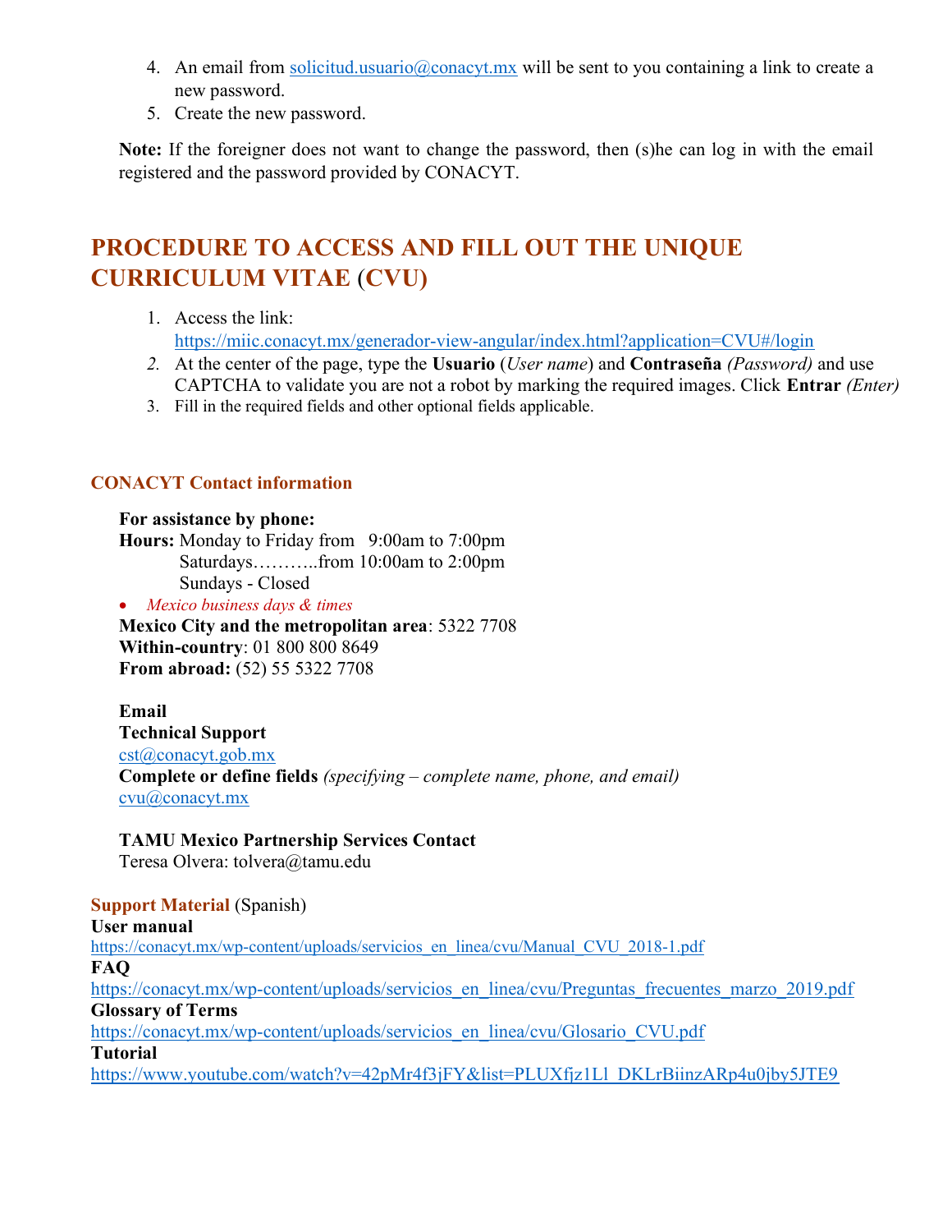4. An email from solicitud.usuario@conacyt.mx will be sent to you containing a link to create a new password.
5. Create the new password.

**Note:** If the foreigner does not want to change the password, then (s)he can log in with the email registered and the password provided by CONACYT.

# PROCEDURE TO ACCESS AND FILL OUT THE UNIQUE CURRICULUM VITAE (CVU)

1. Access the link: https://miic.conacyt.mx/generador-view-angular/index.html?application=CVU#/login
2. At the center of the page, type the **Usuario** (*User name*) and **Contraseña** *(Password)* and use CAPTCHA to validate you are not a robot by marking the required images. Click **Entrar** *(Enter)*
3. Fill in the required fields and other optional fields applicable.

### CONACYT Contact information

**For assistance by phone:**
**Hours:** Monday to Friday from 9:00am to 7:00pm
Saturdays………..from 10:00am to 2:00pm
Sundays - Closed

- *Mexico business days & times*

**Mexico City and the metropolitan area**: 5322 7708
**Within-country**: 01 800 800 8649
**From abroad:** (52) 55 5322 7708

**Email**
**Technical Support**
cst@conacyt.gob.mx
**Complete or define fields** *(specifying – complete name, phone, and email)*
cvu@conacyt.mx

**TAMU Mexico Partnership Services Contact**
Teresa Olvera: tolvera@tamu.edu

### Support Material (Spanish)

**User manual**
https://conacyt.mx/wp-content/uploads/servicios_en_linea/cvu/Manual_CVU_2018-1.pdf
**FAQ**
https://conacyt.mx/wp-content/uploads/servicios_en_linea/cvu/Preguntas_frecuentes_marzo_2019.pdf
**Glossary of Terms**
https://conacyt.mx/wp-content/uploads/servicios_en_linea/cvu/Glosario_CVU.pdf
**Tutorial**
https://www.youtube.com/watch?v=42pMr4f3jFY&list=PLUXfjz1Ll_DKLrBiinzARp4u0jby5JTE9